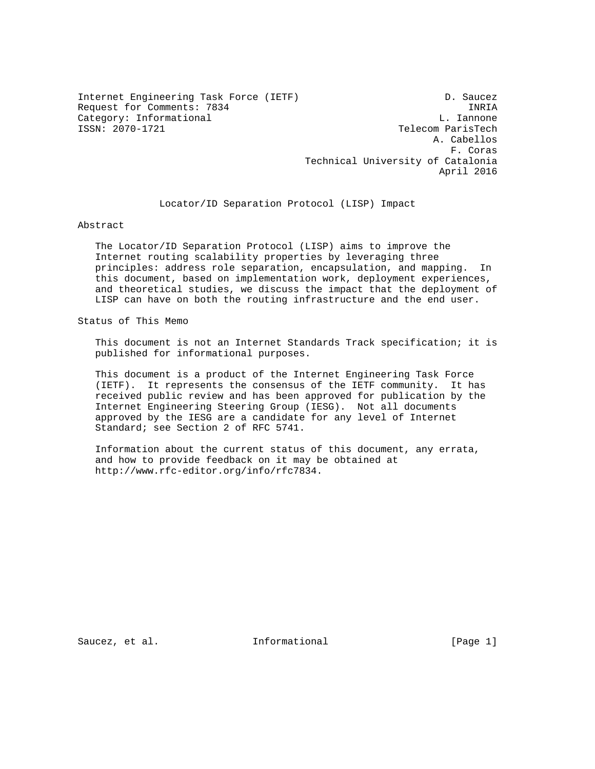Internet Engineering Task Force (IETF) D. Saucez
Request for Comments: 7834 INRIA
Category: Informational L. Iannone
ISSN: 2070-1721 Telecom ParisTech
A. Cabellos
F. Coras
Technical University of Catalonia
April 2016

# Locator/ID Separation Protocol (LISP) Impact

## Abstract

The Locator/ID Separation Protocol (LISP) aims to improve the Internet routing scalability properties by leveraging three principles: address role separation, encapsulation, and mapping. In this document, based on implementation work, deployment experiences, and theoretical studies, we discuss the impact that the deployment of LISP can have on both the routing infrastructure and the end user.

## Status of This Memo

This document is not an Internet Standards Track specification; it is published for informational purposes.

This document is a product of the Internet Engineering Task Force (IETF). It represents the consensus of the IETF community. It has received public review and has been approved for publication by the Internet Engineering Steering Group (IESG). Not all documents approved by the IESG are a candidate for any level of Internet Standard; see Section 2 of RFC 5741.

Information about the current status of this document, any errata, and how to provide feedback on it may be obtained at http://www.rfc-editor.org/info/rfc7834.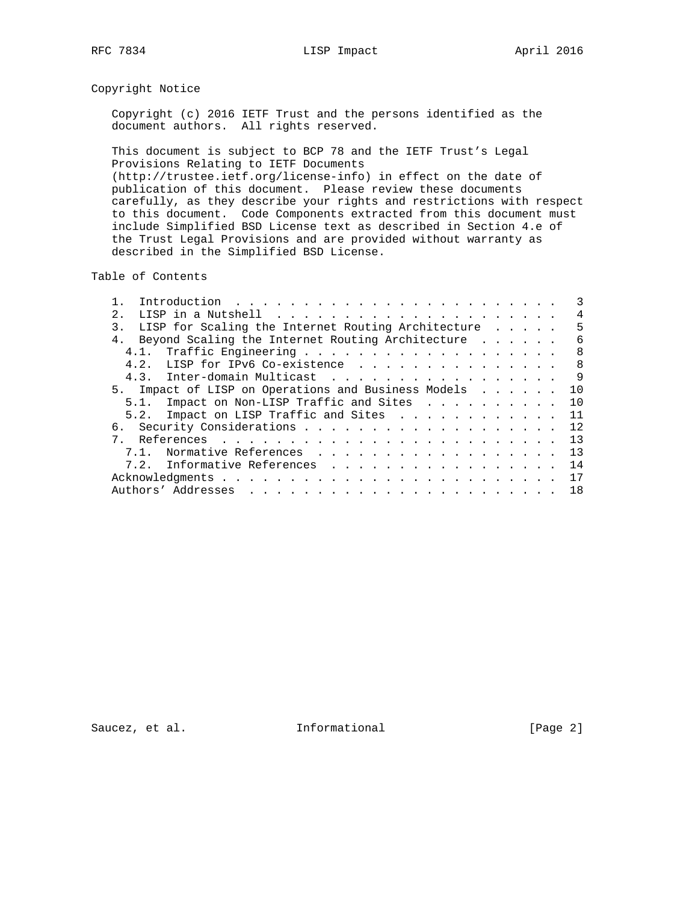## Copyright Notice

Copyright (c) 2016 IETF Trust and the persons identified as the document authors. All rights reserved.

This document is subject to BCP 78 and the IETF Trust's Legal Provisions Relating to IETF Documents (http://trustee.ietf.org/license-info) in effect on the date of publication of this document. Please review these documents carefully, as they describe your rights and restrictions with respect to this document. Code Components extracted from this document must include Simplified BSD License text as described in Section 4.e of the Trust Legal Provisions and are provided without warranty as described in the Simplified BSD License.

## Table of Contents

```
   1.  Introduction . . . . . . . . . . . . . . . . . . . . . . . .   3
   2.  LISP in a Nutshell . . . . . . . . . . . . . . . . . . . . .   4
   3.  LISP for Scaling the Internet Routing Architecture . . . . .   5
   4.  Beyond Scaling the Internet Routing Architecture . . . . . .   6
     4.1.  Traffic Engineering . . . . . . . . . . . . . . . . . . .   8
     4.2.  LISP for IPv6 Co-existence . . . . . . . . . . . . . . .   8
     4.3.  Inter-domain Multicast . . . . . . . . . . . . . . . . .   9
   5.  Impact of LISP on Operations and Business Models . . . . . .  10
     5.1.  Impact on Non-LISP Traffic and Sites . . . . . . . . . .  10
     5.2.  Impact on LISP Traffic and Sites . . . . . . . . . . . .  11
   6.  Security Considerations . . . . . . . . . . . . . . . . . . .  12
   7.  References . . . . . . . . . . . . . . . . . . . . . . . . .  13
     7.1.  Normative References . . . . . . . . . . . . . . . . . .  13
     7.2.  Informative References . . . . . . . . . . . . . . . . .  14
   Acknowledgments . . . . . . . . . . . . . . . . . . . . . . . . .  17
   Authors' Addresses . . . . . . . . . . . . . . . . . . . . . . .  18
```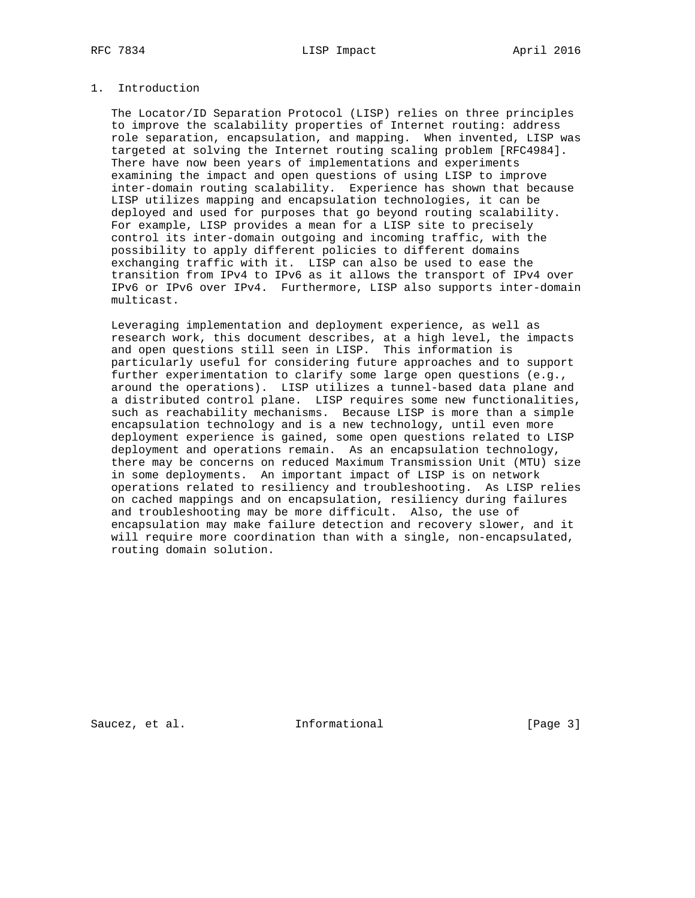# 1. Introduction

The Locator/ID Separation Protocol (LISP) relies on three principles to improve the scalability properties of Internet routing: address role separation, encapsulation, and mapping. When invented, LISP was targeted at solving the Internet routing scaling problem [RFC4984]. There have now been years of implementations and experiments examining the impact and open questions of using LISP to improve inter-domain routing scalability. Experience has shown that because LISP utilizes mapping and encapsulation technologies, it can be deployed and used for purposes that go beyond routing scalability. For example, LISP provides a mean for a LISP site to precisely control its inter-domain outgoing and incoming traffic, with the possibility to apply different policies to different domains exchanging traffic with it. LISP can also be used to ease the transition from IPv4 to IPv6 as it allows the transport of IPv4 over IPv6 or IPv6 over IPv4. Furthermore, LISP also supports inter-domain multicast.

Leveraging implementation and deployment experience, as well as research work, this document describes, at a high level, the impacts and open questions still seen in LISP. This information is particularly useful for considering future approaches and to support further experimentation to clarify some large open questions (e.g., around the operations). LISP utilizes a tunnel-based data plane and a distributed control plane. LISP requires some new functionalities, such as reachability mechanisms. Because LISP is more than a simple encapsulation technology and is a new technology, until even more deployment experience is gained, some open questions related to LISP deployment and operations remain. As an encapsulation technology, there may be concerns on reduced Maximum Transmission Unit (MTU) size in some deployments. An important impact of LISP is on network operations related to resiliency and troubleshooting. As LISP relies on cached mappings and on encapsulation, resiliency during failures and troubleshooting may be more difficult. Also, the use of encapsulation may make failure detection and recovery slower, and it will require more coordination than with a single, non-encapsulated, routing domain solution.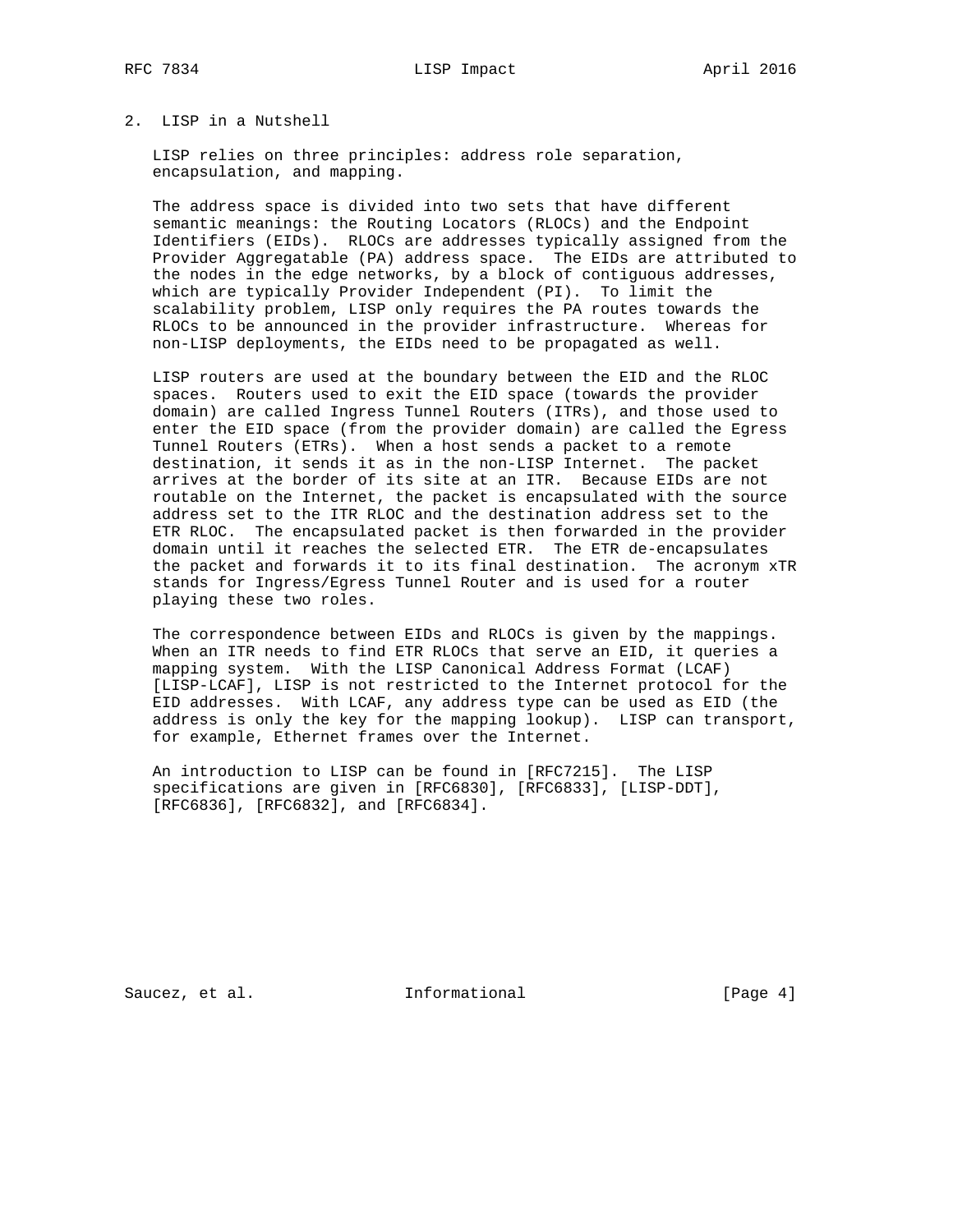## 2. LISP in a Nutshell

LISP relies on three principles: address role separation, encapsulation, and mapping.

The address space is divided into two sets that have different semantic meanings: the Routing Locators (RLOCs) and the Endpoint Identifiers (EIDs). RLOCs are addresses typically assigned from the Provider Aggregatable (PA) address space. The EIDs are attributed to the nodes in the edge networks, by a block of contiguous addresses, which are typically Provider Independent (PI). To limit the scalability problem, LISP only requires the PA routes towards the RLOCs to be announced in the provider infrastructure. Whereas for non-LISP deployments, the EIDs need to be propagated as well.

LISP routers are used at the boundary between the EID and the RLOC spaces. Routers used to exit the EID space (towards the provider domain) are called Ingress Tunnel Routers (ITRs), and those used to enter the EID space (from the provider domain) are called the Egress Tunnel Routers (ETRs). When a host sends a packet to a remote destination, it sends it as in the non-LISP Internet. The packet arrives at the border of its site at an ITR. Because EIDs are not routable on the Internet, the packet is encapsulated with the source address set to the ITR RLOC and the destination address set to the ETR RLOC. The encapsulated packet is then forwarded in the provider domain until it reaches the selected ETR. The ETR de-encapsulates the packet and forwards it to its final destination. The acronym xTR stands for Ingress/Egress Tunnel Router and is used for a router playing these two roles.

The correspondence between EIDs and RLOCs is given by the mappings. When an ITR needs to find ETR RLOCs that serve an EID, it queries a mapping system. With the LISP Canonical Address Format (LCAF) [LISP-LCAF], LISP is not restricted to the Internet protocol for the EID addresses. With LCAF, any address type can be used as EID (the address is only the key for the mapping lookup). LISP can transport, for example, Ethernet frames over the Internet.

An introduction to LISP can be found in [RFC7215]. The LISP specifications are given in [RFC6830], [RFC6833], [LISP-DDT], [RFC6836], [RFC6832], and [RFC6834].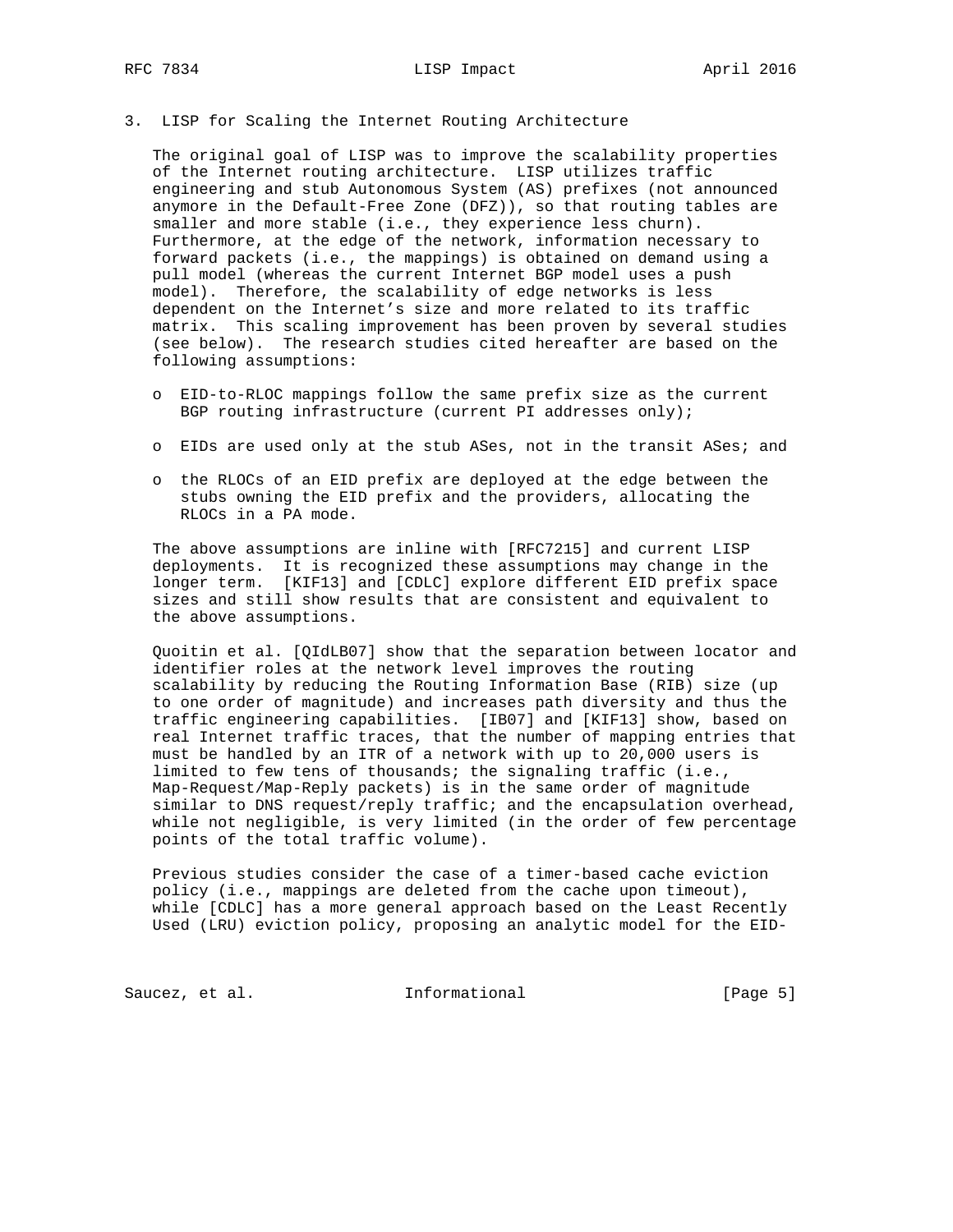## 3. LISP for Scaling the Internet Routing Architecture

The original goal of LISP was to improve the scalability properties of the Internet routing architecture. LISP utilizes traffic engineering and stub Autonomous System (AS) prefixes (not announced anymore in the Default-Free Zone (DFZ)), so that routing tables are smaller and more stable (i.e., they experience less churn). Furthermore, at the edge of the network, information necessary to forward packets (i.e., the mappings) is obtained on demand using a pull model (whereas the current Internet BGP model uses a push model). Therefore, the scalability of edge networks is less dependent on the Internet's size and more related to its traffic matrix. This scaling improvement has been proven by several studies (see below). The research studies cited hereafter are based on the following assumptions:

- EID-to-RLOC mappings follow the same prefix size as the current BGP routing infrastructure (current PI addresses only);
- EIDs are used only at the stub ASes, not in the transit ASes; and
- the RLOCs of an EID prefix are deployed at the edge between the stubs owning the EID prefix and the providers, allocating the RLOCs in a PA mode.

The above assumptions are inline with [RFC7215] and current LISP deployments. It is recognized these assumptions may change in the longer term. [KIF13] and [CDLC] explore different EID prefix space sizes and still show results that are consistent and equivalent to the above assumptions.

Quoitin et al. [QIdLB07] show that the separation between locator and identifier roles at the network level improves the routing scalability by reducing the Routing Information Base (RIB) size (up to one order of magnitude) and increases path diversity and thus the traffic engineering capabilities. [IB07] and [KIF13] show, based on real Internet traffic traces, that the number of mapping entries that must be handled by an ITR of a network with up to 20,000 users is limited to few tens of thousands; the signaling traffic (i.e., Map-Request/Map-Reply packets) is in the same order of magnitude similar to DNS request/reply traffic; and the encapsulation overhead, while not negligible, is very limited (in the order of few percentage points of the total traffic volume).

Previous studies consider the case of a timer-based cache eviction policy (i.e., mappings are deleted from the cache upon timeout), while [CDLC] has a more general approach based on the Least Recently Used (LRU) eviction policy, proposing an analytic model for the EID-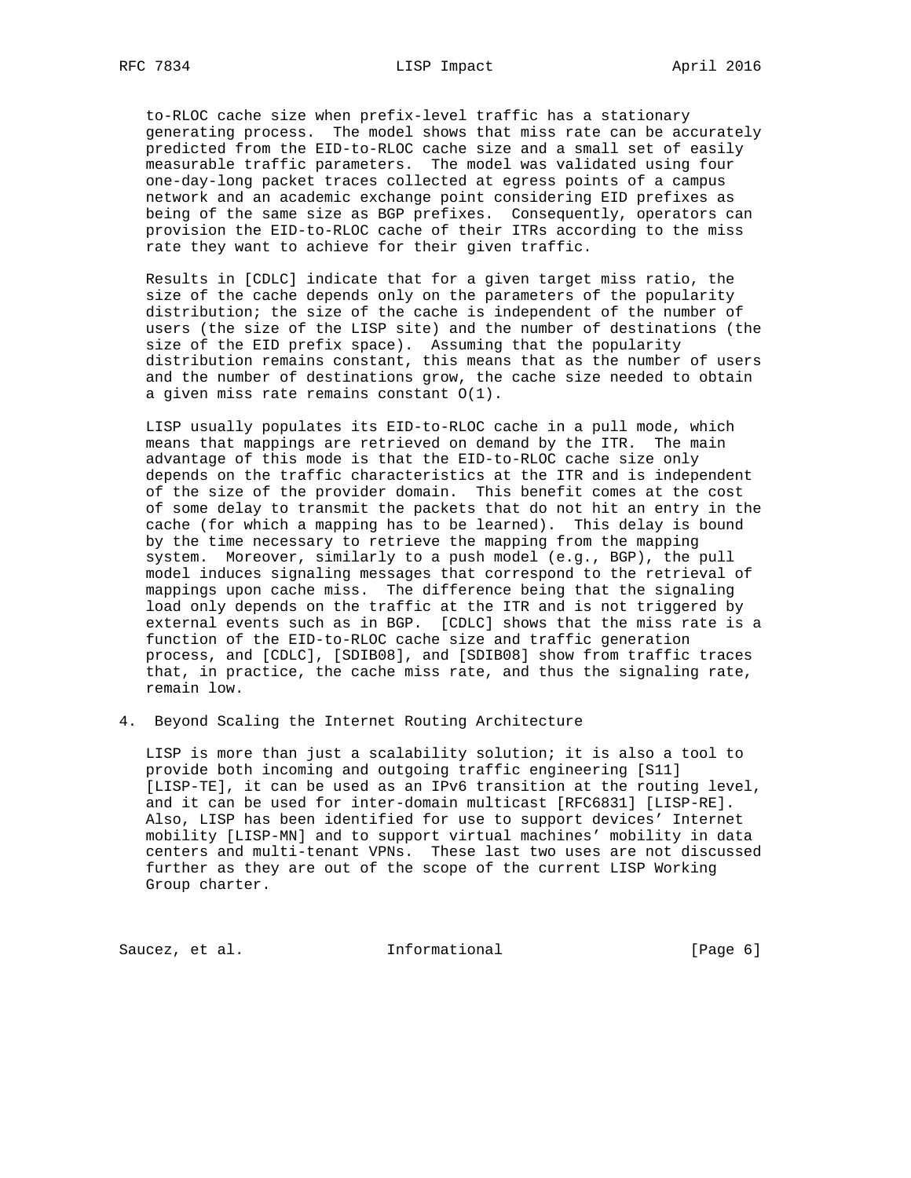to-RLOC cache size when prefix-level traffic has a stationary generating process. The model shows that miss rate can be accurately predicted from the EID-to-RLOC cache size and a small set of easily measurable traffic parameters. The model was validated using four one-day-long packet traces collected at egress points of a campus network and an academic exchange point considering EID prefixes as being of the same size as BGP prefixes. Consequently, operators can provision the EID-to-RLOC cache of their ITRs according to the miss rate they want to achieve for their given traffic.

Results in [CDLC] indicate that for a given target miss ratio, the size of the cache depends only on the parameters of the popularity distribution; the size of the cache is independent of the number of users (the size of the LISP site) and the number of destinations (the size of the EID prefix space). Assuming that the popularity distribution remains constant, this means that as the number of users and the number of destinations grow, the cache size needed to obtain a given miss rate remains constant $O(1)$.

LISP usually populates its EID-to-RLOC cache in a pull mode, which means that mappings are retrieved on demand by the ITR. The main advantage of this mode is that the EID-to-RLOC cache size only depends on the traffic characteristics at the ITR and is independent of the size of the provider domain. This benefit comes at the cost of some delay to transmit the packets that do not hit an entry in the cache (for which a mapping has to be learned). This delay is bound by the time necessary to retrieve the mapping from the mapping system. Moreover, similarly to a push model (e.g., BGP), the pull model induces signaling messages that correspond to the retrieval of mappings upon cache miss. The difference being that the signaling load only depends on the traffic at the ITR and is not triggered by external events such as in BGP. [CDLC] shows that the miss rate is a function of the EID-to-RLOC cache size and traffic generation process, and [CDLC], [SDIB08], and [SDIB08] show from traffic traces that, in practice, the cache miss rate, and thus the signaling rate, remain low.

## 4. Beyond Scaling the Internet Routing Architecture

LISP is more than just a scalability solution; it is also a tool to provide both incoming and outgoing traffic engineering [S11] [LISP-TE], it can be used as an IPv6 transition at the routing level, and it can be used for inter-domain multicast [RFC6831] [LISP-RE]. Also, LISP has been identified for use to support devices' Internet mobility [LISP-MN] and to support virtual machines' mobility in data centers and multi-tenant VPNs. These last two uses are not discussed further as they are out of the scope of the current LISP Working Group charter.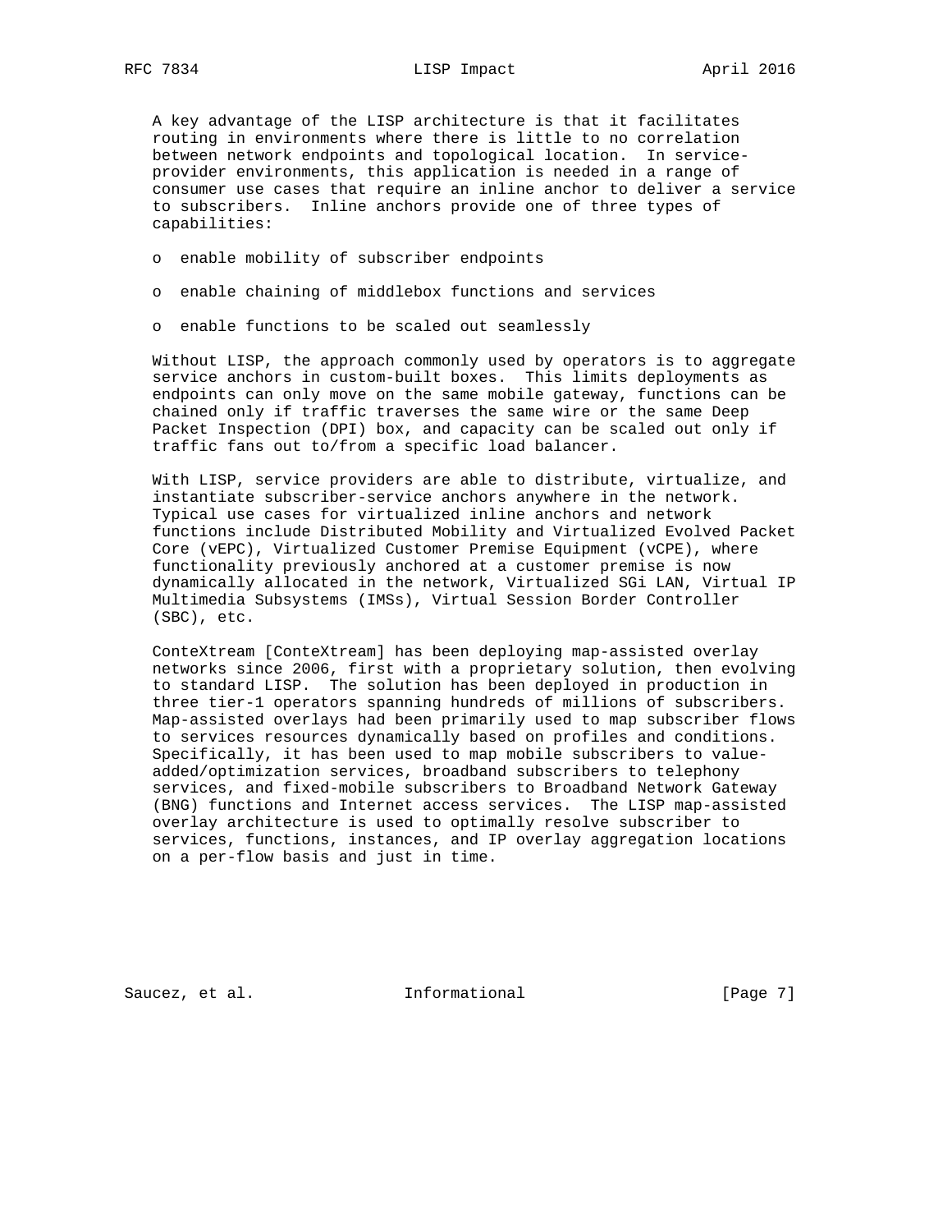A key advantage of the LISP architecture is that it facilitates routing in environments where there is little to no correlation between network endpoints and topological location. In service-provider environments, this application is needed in a range of consumer use cases that require an inline anchor to deliver a service to subscribers. Inline anchors provide one of three types of capabilities:

- enable mobility of subscriber endpoints
- enable chaining of middlebox functions and services
- enable functions to be scaled out seamlessly

Without LISP, the approach commonly used by operators is to aggregate service anchors in custom-built boxes. This limits deployments as endpoints can only move on the same mobile gateway, functions can be chained only if traffic traverses the same wire or the same Deep Packet Inspection (DPI) box, and capacity can be scaled out only if traffic fans out to/from a specific load balancer.

With LISP, service providers are able to distribute, virtualize, and instantiate subscriber-service anchors anywhere in the network. Typical use cases for virtualized inline anchors and network functions include Distributed Mobility and Virtualized Evolved Packet Core (vEPC), Virtualized Customer Premise Equipment (vCPE), where functionality previously anchored at a customer premise is now dynamically allocated in the network, Virtualized SGi LAN, Virtual IP Multimedia Subsystems (IMSs), Virtual Session Border Controller (SBC), etc.

ConteXtream [ConteXtream] has been deploying map-assisted overlay networks since 2006, first with a proprietary solution, then evolving to standard LISP. The solution has been deployed in production in three tier-1 operators spanning hundreds of millions of subscribers. Map-assisted overlays had been primarily used to map subscriber flows to services resources dynamically based on profiles and conditions. Specifically, it has been used to map mobile subscribers to value-added/optimization services, broadband subscribers to telephony services, and fixed-mobile subscribers to Broadband Network Gateway (BNG) functions and Internet access services. The LISP map-assisted overlay architecture is used to optimally resolve subscriber to services, functions, instances, and IP overlay aggregation locations on a per-flow basis and just in time.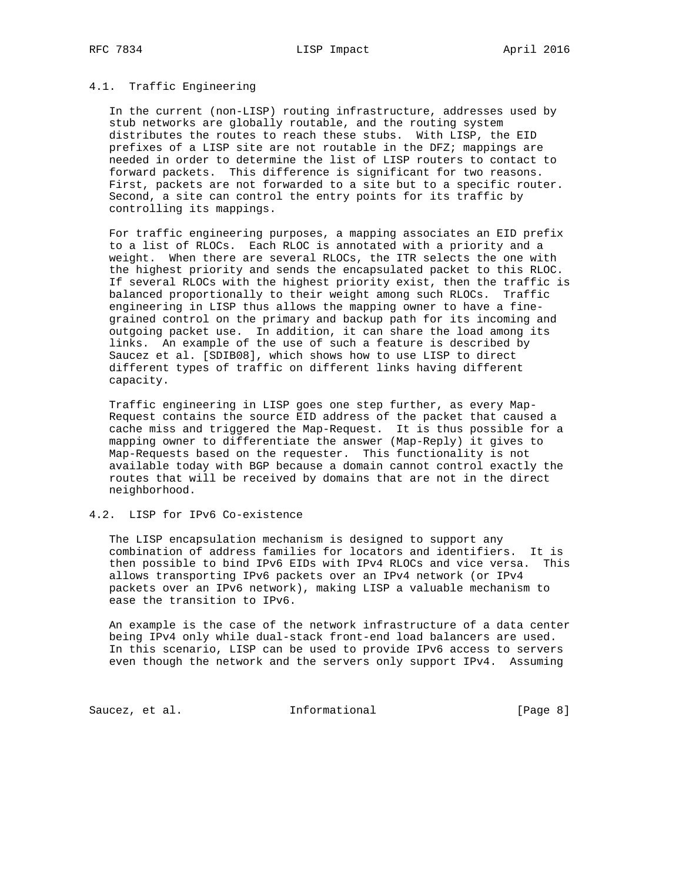### 4.1. Traffic Engineering

In the current (non-LISP) routing infrastructure, addresses used by stub networks are globally routable, and the routing system distributes the routes to reach these stubs. With LISP, the EID prefixes of a LISP site are not routable in the DFZ; mappings are needed in order to determine the list of LISP routers to contact to forward packets. This difference is significant for two reasons. First, packets are not forwarded to a site but to a specific router. Second, a site can control the entry points for its traffic by controlling its mappings.

For traffic engineering purposes, a mapping associates an EID prefix to a list of RLOCs. Each RLOC is annotated with a priority and a weight. When there are several RLOCs, the ITR selects the one with the highest priority and sends the encapsulated packet to this RLOC. If several RLOCs with the highest priority exist, then the traffic is balanced proportionally to their weight among such RLOCs. Traffic engineering in LISP thus allows the mapping owner to have a fine-grained control on the primary and backup path for its incoming and outgoing packet use. In addition, it can share the load among its links. An example of the use of such a feature is described by Saucez et al. [SDIB08], which shows how to use LISP to direct different types of traffic on different links having different capacity.

Traffic engineering in LISP goes one step further, as every Map-Request contains the source EID address of the packet that caused a cache miss and triggered the Map-Request. It is thus possible for a mapping owner to differentiate the answer (Map-Reply) it gives to Map-Requests based on the requester. This functionality is not available today with BGP because a domain cannot control exactly the routes that will be received by domains that are not in the direct neighborhood.

### 4.2. LISP for IPv6 Co-existence

The LISP encapsulation mechanism is designed to support any combination of address families for locators and identifiers. It is then possible to bind IPv6 EIDs with IPv4 RLOCs and vice versa. This allows transporting IPv6 packets over an IPv4 network (or IPv4 packets over an IPv6 network), making LISP a valuable mechanism to ease the transition to IPv6.

An example is the case of the network infrastructure of a data center being IPv4 only while dual-stack front-end load balancers are used. In this scenario, LISP can be used to provide IPv6 access to servers even though the network and the servers only support IPv4. Assuming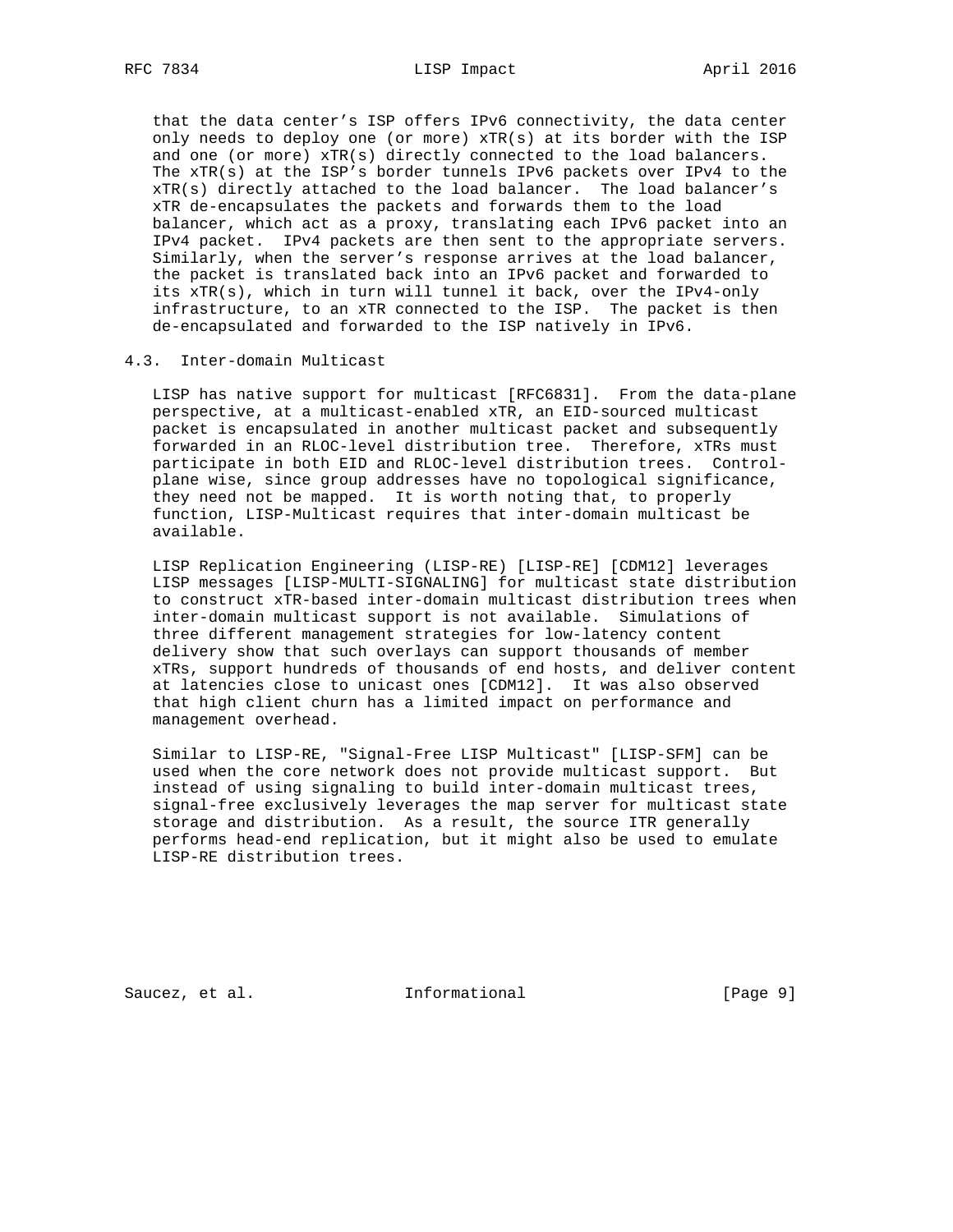that the data center's ISP offers IPv6 connectivity, the data center only needs to deploy one (or more) xTR(s) at its border with the ISP and one (or more) xTR(s) directly connected to the load balancers. The xTR(s) at the ISP's border tunnels IPv6 packets over IPv4 to the xTR(s) directly attached to the load balancer. The load balancer's xTR de-encapsulates the packets and forwards them to the load balancer, which act as a proxy, translating each IPv6 packet into an IPv4 packet. IPv4 packets are then sent to the appropriate servers. Similarly, when the server's response arrives at the load balancer, the packet is translated back into an IPv6 packet and forwarded to its xTR(s), which in turn will tunnel it back, over the IPv4-only infrastructure, to an xTR connected to the ISP. The packet is then de-encapsulated and forwarded to the ISP natively in IPv6.

## 4.3. Inter-domain Multicast

LISP has native support for multicast [RFC6831]. From the data-plane perspective, at a multicast-enabled xTR, an EID-sourced multicast packet is encapsulated in another multicast packet and subsequently forwarded in an RLOC-level distribution tree. Therefore, xTRs must participate in both EID and RLOC-level distribution trees. Control-plane wise, since group addresses have no topological significance, they need not be mapped. It is worth noting that, to properly function, LISP-Multicast requires that inter-domain multicast be available.

LISP Replication Engineering (LISP-RE) [LISP-RE] [CDM12] leverages LISP messages [LISP-MULTI-SIGNALING] for multicast state distribution to construct xTR-based inter-domain multicast distribution trees when inter-domain multicast support is not available. Simulations of three different management strategies for low-latency content delivery show that such overlays can support thousands of member xTRs, support hundreds of thousands of end hosts, and deliver content at latencies close to unicast ones [CDM12]. It was also observed that high client churn has a limited impact on performance and management overhead.

Similar to LISP-RE, "Signal-Free LISP Multicast" [LISP-SFM] can be used when the core network does not provide multicast support. But instead of using signaling to build inter-domain multicast trees, signal-free exclusively leverages the map server for multicast state storage and distribution. As a result, the source ITR generally performs head-end replication, but it might also be used to emulate LISP-RE distribution trees.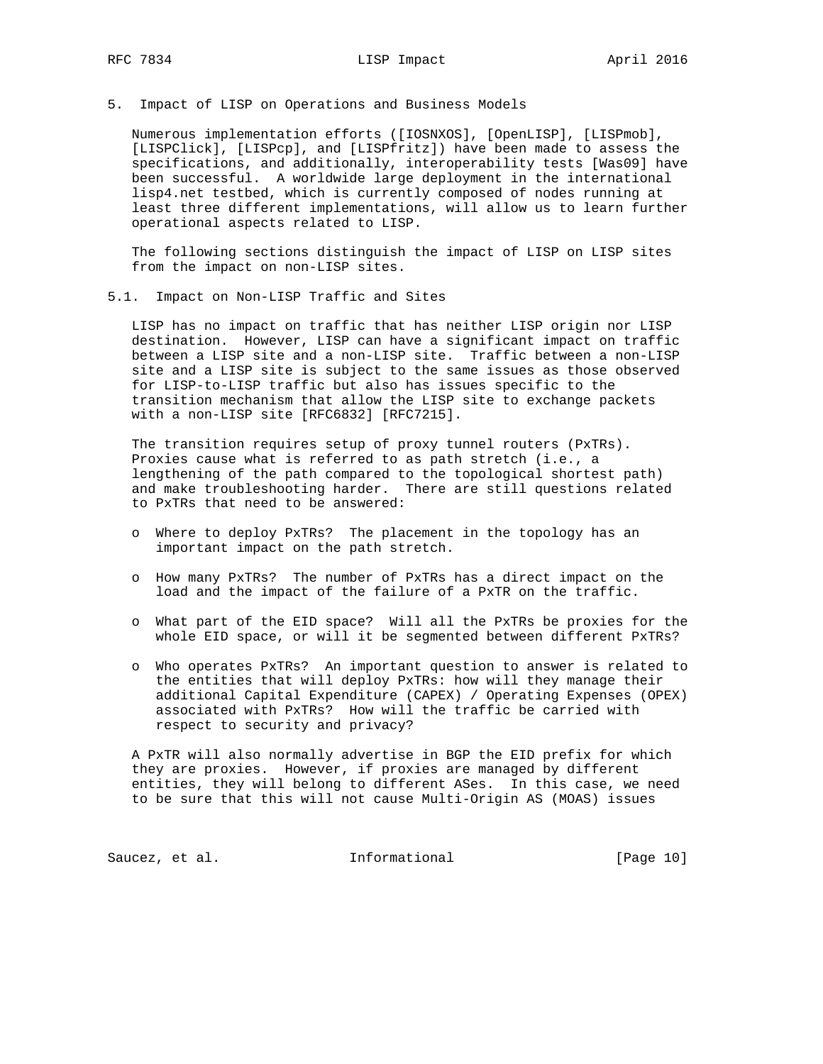## 5. Impact of LISP on Operations and Business Models

Numerous implementation efforts ([IOSNXOS], [OpenLISP], [LISPmob], [LISPClick], [LISPcp], and [LISPfritz]) have been made to assess the specifications, and additionally, interoperability tests [Was09] have been successful. A worldwide large deployment in the international lisp4.net testbed, which is currently composed of nodes running at least three different implementations, will allow us to learn further operational aspects related to LISP.

The following sections distinguish the impact of LISP on LISP sites from the impact on non-LISP sites.

### 5.1. Impact on Non-LISP Traffic and Sites

LISP has no impact on traffic that has neither LISP origin nor LISP destination. However, LISP can have a significant impact on traffic between a LISP site and a non-LISP site. Traffic between a non-LISP site and a LISP site is subject to the same issues as those observed for LISP-to-LISP traffic but also has issues specific to the transition mechanism that allow the LISP site to exchange packets with a non-LISP site [RFC6832] [RFC7215].

The transition requires setup of proxy tunnel routers (PxTRs). Proxies cause what is referred to as path stretch (i.e., a lengthening of the path compared to the topological shortest path) and make troubleshooting harder. There are still questions related to PxTRs that need to be answered:

- Where to deploy PxTRs? The placement in the topology has an important impact on the path stretch.
- How many PxTRs? The number of PxTRs has a direct impact on the load and the impact of the failure of a PxTR on the traffic.
- What part of the EID space? Will all the PxTRs be proxies for the whole EID space, or will it be segmented between different PxTRs?
- Who operates PxTRs? An important question to answer is related to the entities that will deploy PxTRs: how will they manage their additional Capital Expenditure (CAPEX) / Operating Expenses (OPEX) associated with PxTRs? How will the traffic be carried with respect to security and privacy?

A PxTR will also normally advertise in BGP the EID prefix for which they are proxies. However, if proxies are managed by different entities, they will belong to different ASes. In this case, we need to be sure that this will not cause Multi-Origin AS (MOAS) issues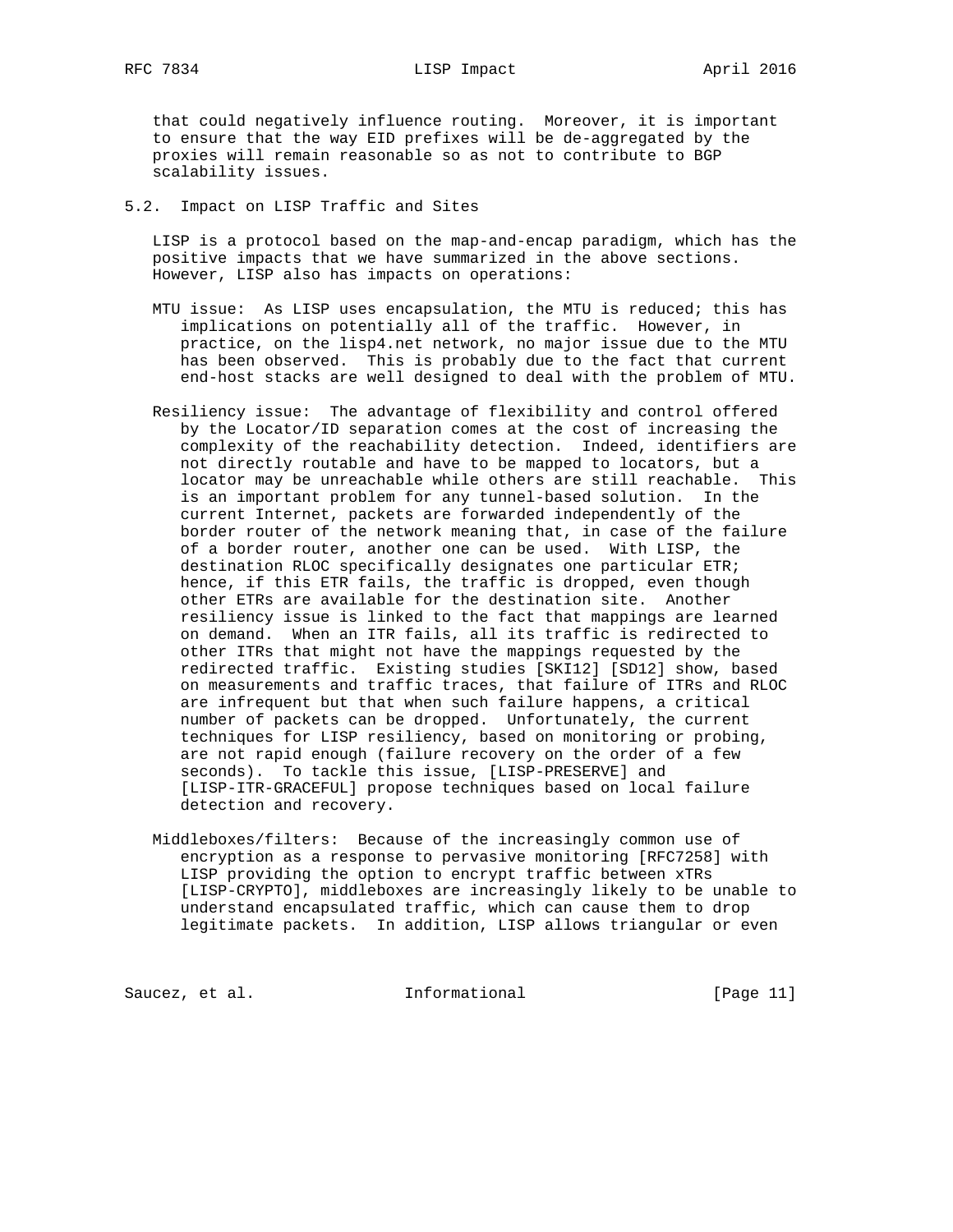that could negatively influence routing. Moreover, it is important to ensure that the way EID prefixes will be de-aggregated by the proxies will remain reasonable so as not to contribute to BGP scalability issues.

### 5.2. Impact on LISP Traffic and Sites

LISP is a protocol based on the map-and-encap paradigm, which has the positive impacts that we have summarized in the above sections. However, LISP also has impacts on operations:

MTU issue: As LISP uses encapsulation, the MTU is reduced; this has implications on potentially all of the traffic. However, in practice, on the lisp4.net network, no major issue due to the MTU has been observed. This is probably due to the fact that current end-host stacks are well designed to deal with the problem of MTU.

Resiliency issue: The advantage of flexibility and control offered by the Locator/ID separation comes at the cost of increasing the complexity of the reachability detection. Indeed, identifiers are not directly routable and have to be mapped to locators, but a locator may be unreachable while others are still reachable. This is an important problem for any tunnel-based solution. In the current Internet, packets are forwarded independently of the border router of the network meaning that, in case of the failure of a border router, another one can be used. With LISP, the destination RLOC specifically designates one particular ETR; hence, if this ETR fails, the traffic is dropped, even though other ETRs are available for the destination site. Another resiliency issue is linked to the fact that mappings are learned on demand. When an ITR fails, all its traffic is redirected to other ITRs that might not have the mappings requested by the redirected traffic. Existing studies [SKI12] [SD12] show, based on measurements and traffic traces, that failure of ITRs and RLOC are infrequent but that when such failure happens, a critical number of packets can be dropped. Unfortunately, the current techniques for LISP resiliency, based on monitoring or probing, are not rapid enough (failure recovery on the order of a few seconds). To tackle this issue, [LISP-PRESERVE] and [LISP-ITR-GRACEFUL] propose techniques based on local failure detection and recovery.

Middleboxes/filters: Because of the increasingly common use of encryption as a response to pervasive monitoring [RFC7258] with LISP providing the option to encrypt traffic between xTRs [LISP-CRYPTO], middleboxes are increasingly likely to be unable to understand encapsulated traffic, which can cause them to drop legitimate packets. In addition, LISP allows triangular or even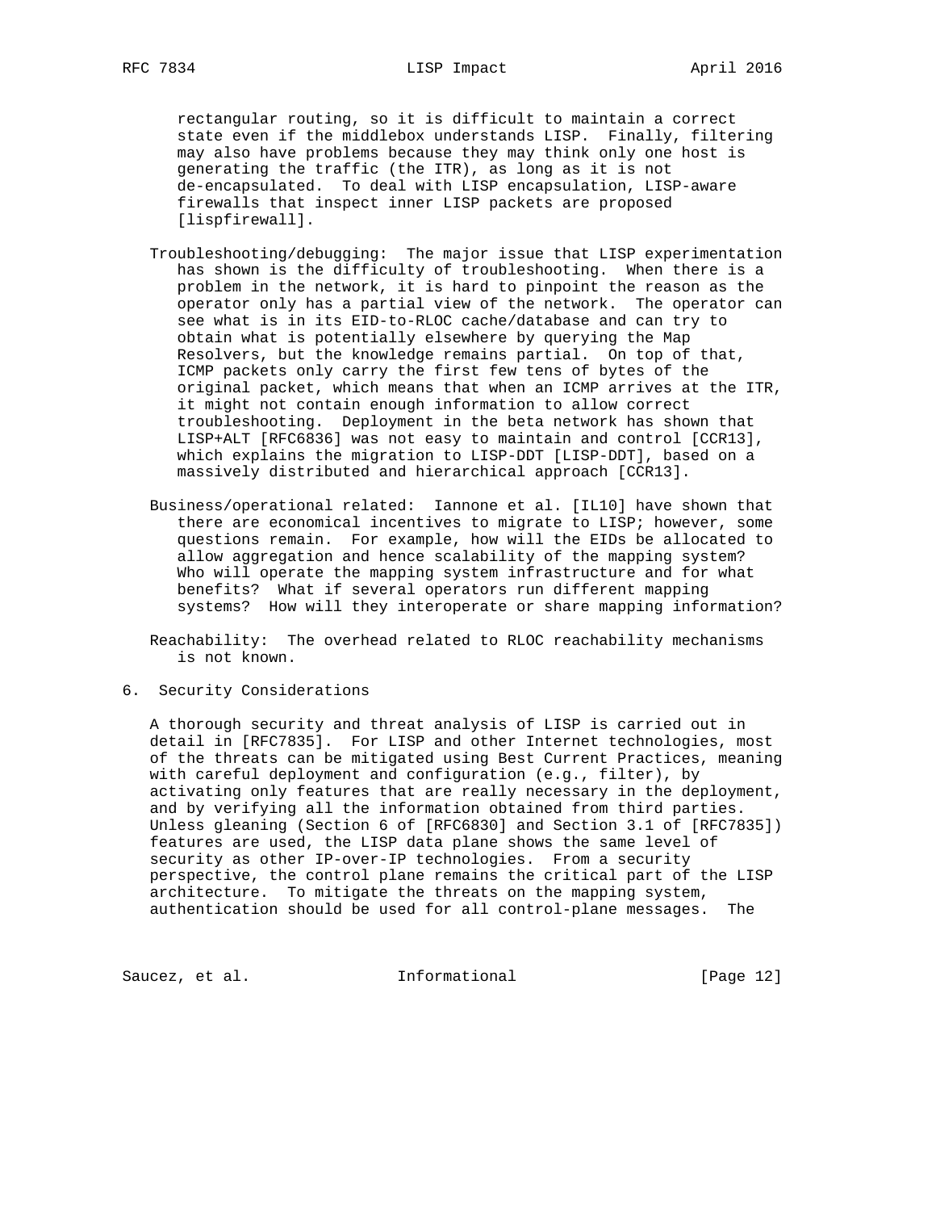rectangular routing, so it is difficult to maintain a correct state even if the middlebox understands LISP. Finally, filtering may also have problems because they may think only one host is generating the traffic (the ITR), as long as it is not de-encapsulated. To deal with LISP encapsulation, LISP-aware firewalls that inspect inner LISP packets are proposed [lispfirewall].

Troubleshooting/debugging: The major issue that LISP experimentation has shown is the difficulty of troubleshooting. When there is a problem in the network, it is hard to pinpoint the reason as the operator only has a partial view of the network. The operator can see what is in its EID-to-RLOC cache/database and can try to obtain what is potentially elsewhere by querying the Map Resolvers, but the knowledge remains partial. On top of that, ICMP packets only carry the first few tens of bytes of the original packet, which means that when an ICMP arrives at the ITR, it might not contain enough information to allow correct troubleshooting. Deployment in the beta network has shown that LISP+ALT [RFC6836] was not easy to maintain and control [CCR13], which explains the migration to LISP-DDT [LISP-DDT], based on a massively distributed and hierarchical approach [CCR13].

Business/operational related: Iannone et al. [IL10] have shown that there are economical incentives to migrate to LISP; however, some questions remain. For example, how will the EIDs be allocated to allow aggregation and hence scalability of the mapping system? Who will operate the mapping system infrastructure and for what benefits? What if several operators run different mapping systems? How will they interoperate or share mapping information?

Reachability: The overhead related to RLOC reachability mechanisms is not known.

## 6. Security Considerations

A thorough security and threat analysis of LISP is carried out in detail in [RFC7835]. For LISP and other Internet technologies, most of the threats can be mitigated using Best Current Practices, meaning with careful deployment and configuration (e.g., filter), by activating only features that are really necessary in the deployment, and by verifying all the information obtained from third parties. Unless gleaning (Section 6 of [RFC6830] and Section 3.1 of [RFC7835]) features are used, the LISP data plane shows the same level of security as other IP-over-IP technologies. From a security perspective, the control plane remains the critical part of the LISP architecture. To mitigate the threats on the mapping system, authentication should be used for all control-plane messages. The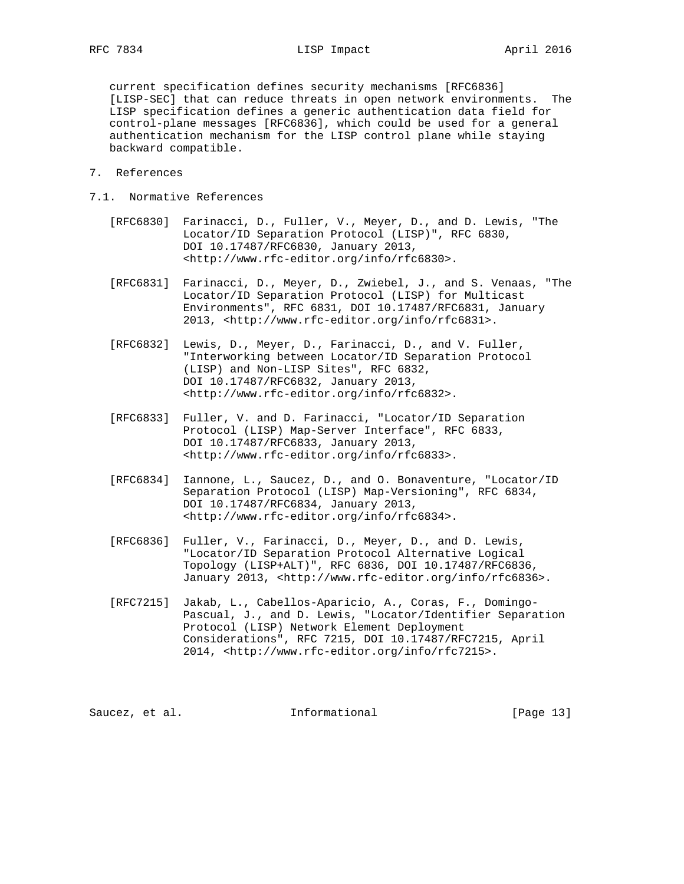current specification defines security mechanisms [RFC6836] [LISP-SEC] that can reduce threats in open network environments. The LISP specification defines a generic authentication data field for control-plane messages [RFC6836], which could be used for a general authentication mechanism for the LISP control plane while staying backward compatible.

# 7. References

## 7.1. Normative References

[RFC6830] Farinacci, D., Fuller, V., Meyer, D., and D. Lewis, "The Locator/ID Separation Protocol (LISP)", RFC 6830, DOI 10.17487/RFC6830, January 2013, <http://www.rfc-editor.org/info/rfc6830>.

[RFC6831] Farinacci, D., Meyer, D., Zwiebel, J., and S. Venaas, "The Locator/ID Separation Protocol (LISP) for Multicast Environments", RFC 6831, DOI 10.17487/RFC6831, January 2013, <http://www.rfc-editor.org/info/rfc6831>.

[RFC6832] Lewis, D., Meyer, D., Farinacci, D., and V. Fuller, "Interworking between Locator/ID Separation Protocol (LISP) and Non-LISP Sites", RFC 6832, DOI 10.17487/RFC6832, January 2013, <http://www.rfc-editor.org/info/rfc6832>.

[RFC6833] Fuller, V. and D. Farinacci, "Locator/ID Separation Protocol (LISP) Map-Server Interface", RFC 6833, DOI 10.17487/RFC6833, January 2013, <http://www.rfc-editor.org/info/rfc6833>.

[RFC6834] Iannone, L., Saucez, D., and O. Bonaventure, "Locator/ID Separation Protocol (LISP) Map-Versioning", RFC 6834, DOI 10.17487/RFC6834, January 2013, <http://www.rfc-editor.org/info/rfc6834>.

[RFC6836] Fuller, V., Farinacci, D., Meyer, D., and D. Lewis, "Locator/ID Separation Protocol Alternative Logical Topology (LISP+ALT)", RFC 6836, DOI 10.17487/RFC6836, January 2013, <http://www.rfc-editor.org/info/rfc6836>.

[RFC7215] Jakab, L., Cabellos-Aparicio, A., Coras, F., Domingo-Pascual, J., and D. Lewis, "Locator/Identifier Separation Protocol (LISP) Network Element Deployment Considerations", RFC 7215, DOI 10.17487/RFC7215, April 2014, <http://www.rfc-editor.org/info/rfc7215>.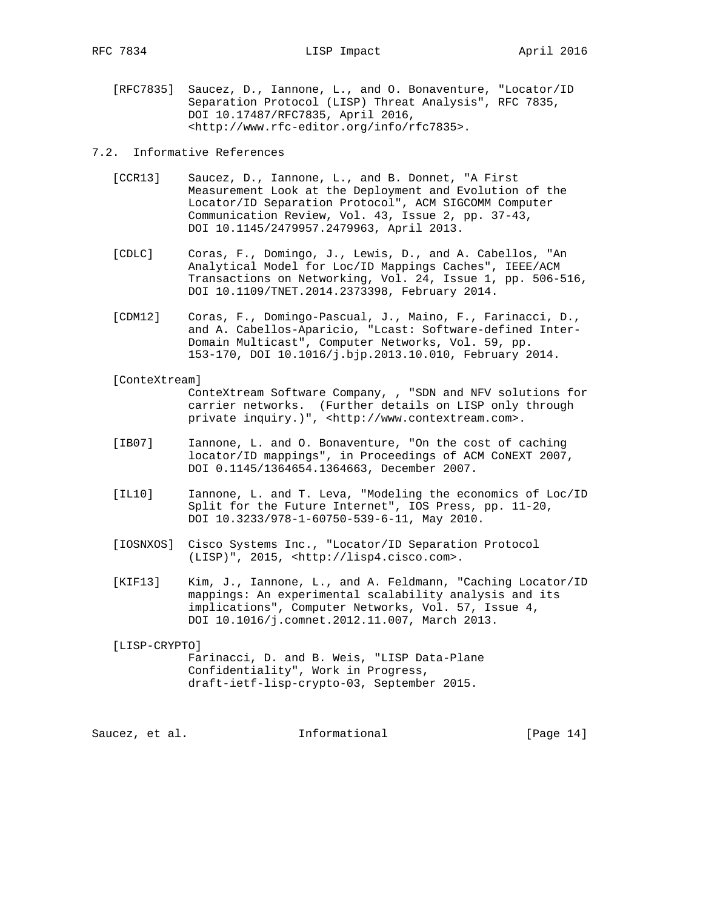[RFC7835] Saucez, D., Iannone, L., and O. Bonaventure, "Locator/ID Separation Protocol (LISP) Threat Analysis", RFC 7835, DOI 10.17487/RFC7835, April 2016, <http://www.rfc-editor.org/info/rfc7835>.

### 7.2. Informative References

[CCR13] Saucez, D., Iannone, L., and B. Donnet, "A First Measurement Look at the Deployment and Evolution of the Locator/ID Separation Protocol", ACM SIGCOMM Computer Communication Review, Vol. 43, Issue 2, pp. 37-43, DOI 10.1145/2479957.2479963, April 2013.

[CDLC] Coras, F., Domingo, J., Lewis, D., and A. Cabellos, "An Analytical Model for Loc/ID Mappings Caches", IEEE/ACM Transactions on Networking, Vol. 24, Issue 1, pp. 506-516, DOI 10.1109/TNET.2014.2373398, February 2014.

[CDM12] Coras, F., Domingo-Pascual, J., Maino, F., Farinacci, D., and A. Cabellos-Aparicio, "Lcast: Software-defined Inter-Domain Multicast", Computer Networks, Vol. 59, pp. 153-170, DOI 10.1016/j.bjp.2013.10.010, February 2014.

[ConteXtream] ConteXtream Software Company, , "SDN and NFV solutions for carrier networks. (Further details on LISP only through private inquiry.)", <http://www.contextream.com>.

[IB07] Iannone, L. and O. Bonaventure, "On the cost of caching locator/ID mappings", in Proceedings of ACM CoNEXT 2007, DOI 0.1145/1364654.1364663, December 2007.

[IL10] Iannone, L. and T. Leva, "Modeling the economics of Loc/ID Split for the Future Internet", IOS Press, pp. 11-20, DOI 10.3233/978-1-60750-539-6-11, May 2010.

[IOSNXOS] Cisco Systems Inc., "Locator/ID Separation Protocol (LISP)", 2015, <http://lisp4.cisco.com>.

[KIF13] Kim, J., Iannone, L., and A. Feldmann, "Caching Locator/ID mappings: An experimental scalability analysis and its implications", Computer Networks, Vol. 57, Issue 4, DOI 10.1016/j.comnet.2012.11.007, March 2013.

[LISP-CRYPTO] Farinacci, D. and B. Weis, "LISP Data-Plane Confidentiality", Work in Progress, draft-ietf-lisp-crypto-03, September 2015.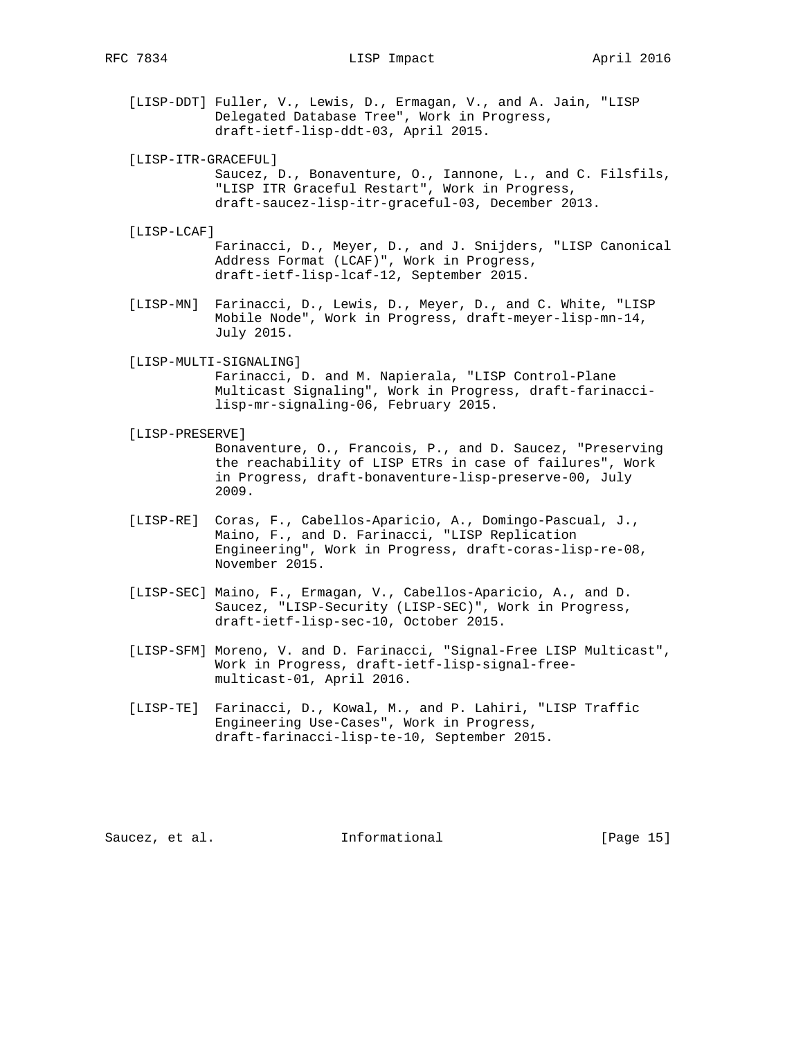[LISP-DDT] Fuller, V., Lewis, D., Ermagan, V., and A. Jain, "LISP Delegated Database Tree", Work in Progress, draft-ietf-lisp-ddt-03, April 2015.

[LISP-ITR-GRACEFUL] Saucez, D., Bonaventure, O., Iannone, L., and C. Filsfils, "LISP ITR Graceful Restart", Work in Progress, draft-saucez-lisp-itr-graceful-03, December 2013.

[LISP-LCAF] Farinacci, D., Meyer, D., and J. Snijders, "LISP Canonical Address Format (LCAF)", Work in Progress, draft-ietf-lisp-lcaf-12, September 2015.

[LISP-MN] Farinacci, D., Lewis, D., Meyer, D., and C. White, "LISP Mobile Node", Work in Progress, draft-meyer-lisp-mn-14, July 2015.

[LISP-MULTI-SIGNALING] Farinacci, D. and M. Napierala, "LISP Control-Plane Multicast Signaling", Work in Progress, draft-farinacci-lisp-mr-signaling-06, February 2015.

[LISP-PRESERVE] Bonaventure, O., Francois, P., and D. Saucez, "Preserving the reachability of LISP ETRs in case of failures", Work in Progress, draft-bonaventure-lisp-preserve-00, July 2009.

[LISP-RE] Coras, F., Cabellos-Aparicio, A., Domingo-Pascual, J., Maino, F., and D. Farinacci, "LISP Replication Engineering", Work in Progress, draft-coras-lisp-re-08, November 2015.

[LISP-SEC] Maino, F., Ermagan, V., Cabellos-Aparicio, A., and D. Saucez, "LISP-Security (LISP-SEC)", Work in Progress, draft-ietf-lisp-sec-10, October 2015.

[LISP-SFM] Moreno, V. and D. Farinacci, "Signal-Free LISP Multicast", Work in Progress, draft-ietf-lisp-signal-free-multicast-01, April 2016.

[LISP-TE] Farinacci, D., Kowal, M., and P. Lahiri, "LISP Traffic Engineering Use-Cases", Work in Progress, draft-farinacci-lisp-te-10, September 2015.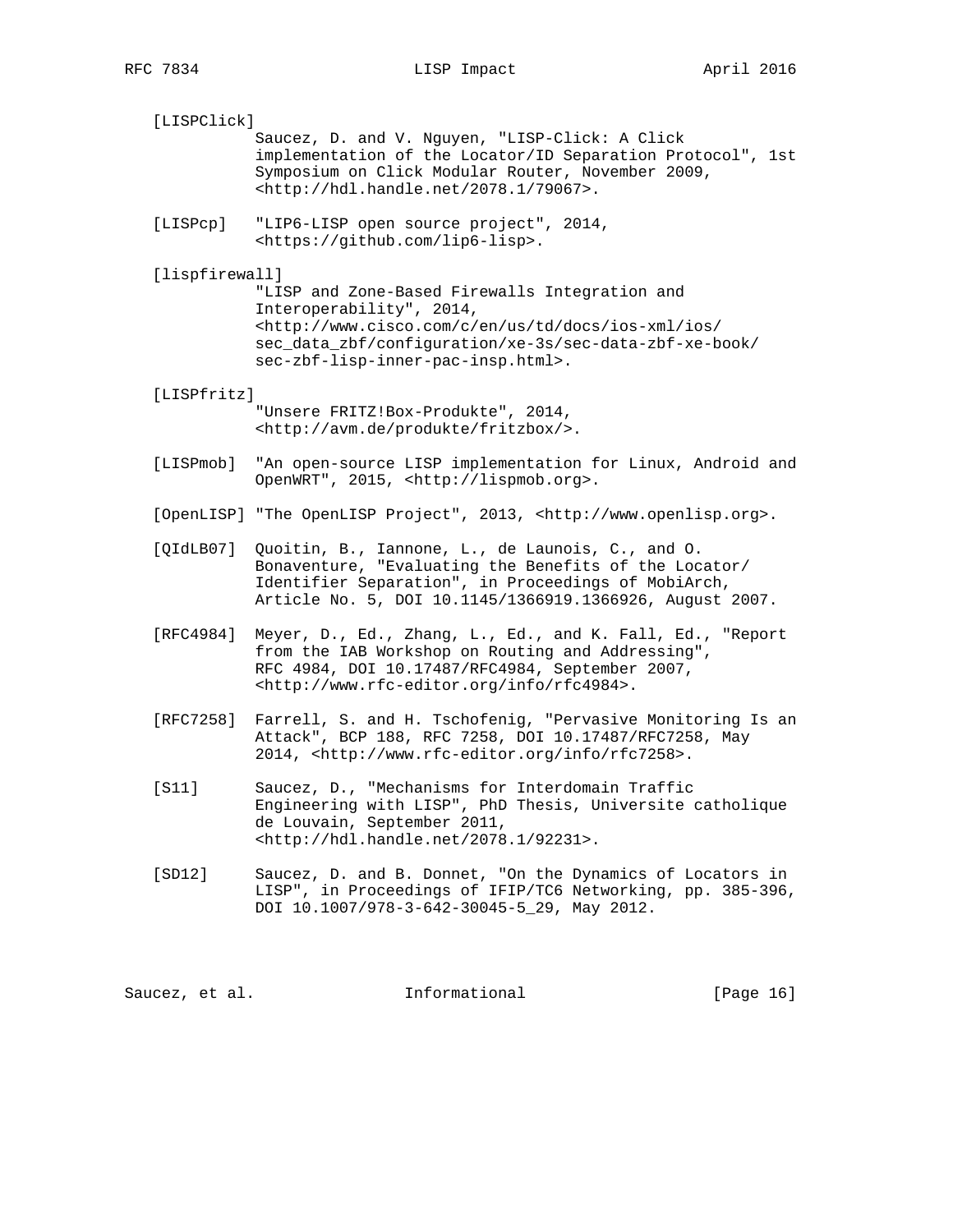[LISPClick]
Saucez, D. and V. Nguyen, "LISP-Click: A Click implementation of the Locator/ID Separation Protocol", 1st Symposium on Click Modular Router, November 2009, <http://hdl.handle.net/2078.1/79067>.

[LISPcp] "LIP6-LISP open source project", 2014, <https://github.com/lip6-lisp>.

[lispfirewall]
"LISP and Zone-Based Firewalls Integration and Interoperability", 2014, <http://www.cisco.com/c/en/us/td/docs/ios-xml/ios/sec_data_zbf/configuration/xe-3s/sec-data-zbf-xe-book/sec-zbf-lisp-inner-pac-insp.html>.

[LISPfritz]
"Unsere FRITZ!Box-Produkte", 2014, <http://avm.de/produkte/fritzbox/>.

[LISPmob] "An open-source LISP implementation for Linux, Android and OpenWRT", 2015, <http://lispmob.org>.

[OpenLISP] "The OpenLISP Project", 2013, <http://www.openlisp.org>.

[QIdLB07] Quoitin, B., Iannone, L., de Launois, C., and O. Bonaventure, "Evaluating the Benefits of the Locator/Identifier Separation", in Proceedings of MobiArch, Article No. 5, DOI 10.1145/1366919.1366926, August 2007.

[RFC4984] Meyer, D., Ed., Zhang, L., Ed., and K. Fall, Ed., "Report from the IAB Workshop on Routing and Addressing", RFC 4984, DOI 10.17487/RFC4984, September 2007, <http://www.rfc-editor.org/info/rfc4984>.

[RFC7258] Farrell, S. and H. Tschofenig, "Pervasive Monitoring Is an Attack", BCP 188, RFC 7258, DOI 10.17487/RFC7258, May 2014, <http://www.rfc-editor.org/info/rfc7258>.

[S11] Saucez, D., "Mechanisms for Interdomain Traffic Engineering with LISP", PhD Thesis, Universite catholique de Louvain, September 2011, <http://hdl.handle.net/2078.1/92231>.

[SD12] Saucez, D. and B. Donnet, "On the Dynamics of Locators in LISP", in Proceedings of IFIP/TC6 Networking, pp. 385-396, DOI 10.1007/978-3-642-30045-5_29, May 2012.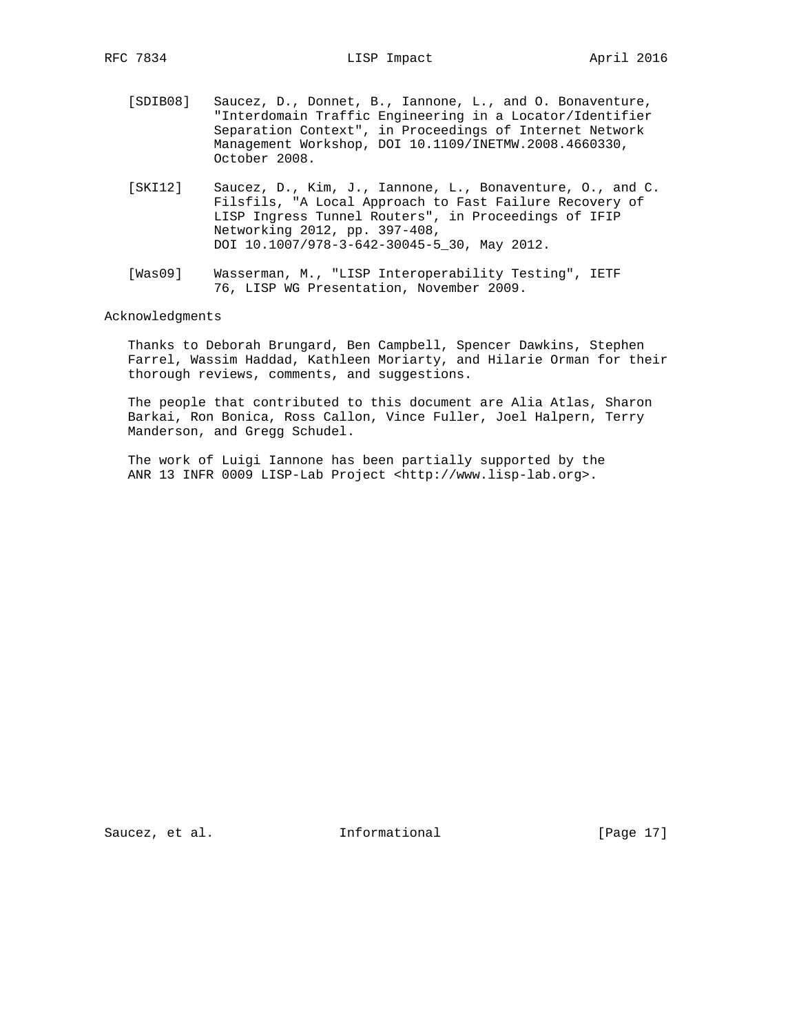[SDIB08] Saucez, D., Donnet, B., Iannone, L., and O. Bonaventure, "Interdomain Traffic Engineering in a Locator/Identifier Separation Context", in Proceedings of Internet Network Management Workshop, DOI 10.1109/INETMW.2008.4660330, October 2008.

[SKI12] Saucez, D., Kim, J., Iannone, L., Bonaventure, O., and C. Filsfils, "A Local Approach to Fast Failure Recovery of LISP Ingress Tunnel Routers", in Proceedings of IFIP Networking 2012, pp. 397-408, DOI 10.1007/978-3-642-30045-5_30, May 2012.

[Was09] Wasserman, M., "LISP Interoperability Testing", IETF 76, LISP WG Presentation, November 2009.

## Acknowledgments

Thanks to Deborah Brungard, Ben Campbell, Spencer Dawkins, Stephen Farrel, Wassim Haddad, Kathleen Moriarty, and Hilarie Orman for their thorough reviews, comments, and suggestions.

The people that contributed to this document are Alia Atlas, Sharon Barkai, Ron Bonica, Ross Callon, Vince Fuller, Joel Halpern, Terry Manderson, and Gregg Schudel.

The work of Luigi Iannone has been partially supported by the ANR 13 INFR 0009 LISP-Lab Project <http://www.lisp-lab.org>.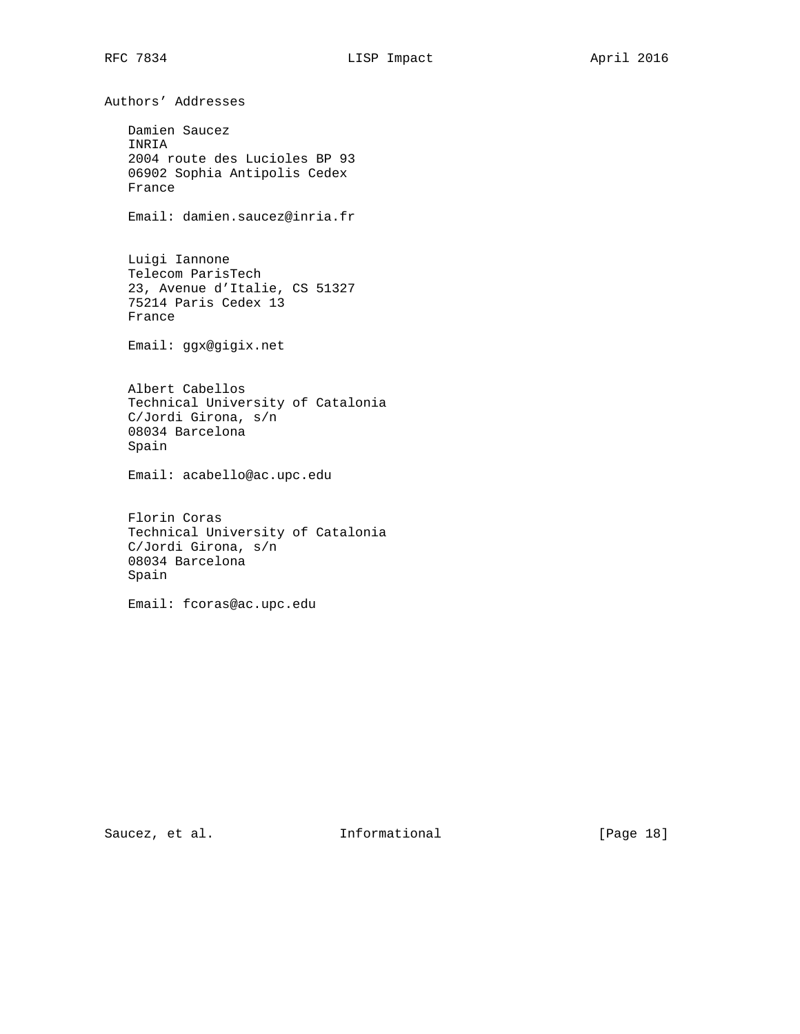# Authors' Addresses

Damien Saucez
INRIA
2004 route des Lucioles BP 93
06902 Sophia Antipolis Cedex
France

Email: damien.saucez@inria.fr

Luigi Iannone
Telecom ParisTech
23, Avenue d'Italie, CS 51327
75214 Paris Cedex 13
France

Email: ggx@gigix.net

Albert Cabellos
Technical University of Catalonia
C/Jordi Girona, s/n
08034 Barcelona
Spain

Email: acabello@ac.upc.edu

Florin Coras
Technical University of Catalonia
C/Jordi Girona, s/n
08034 Barcelona
Spain

Email: fcoras@ac.upc.edu